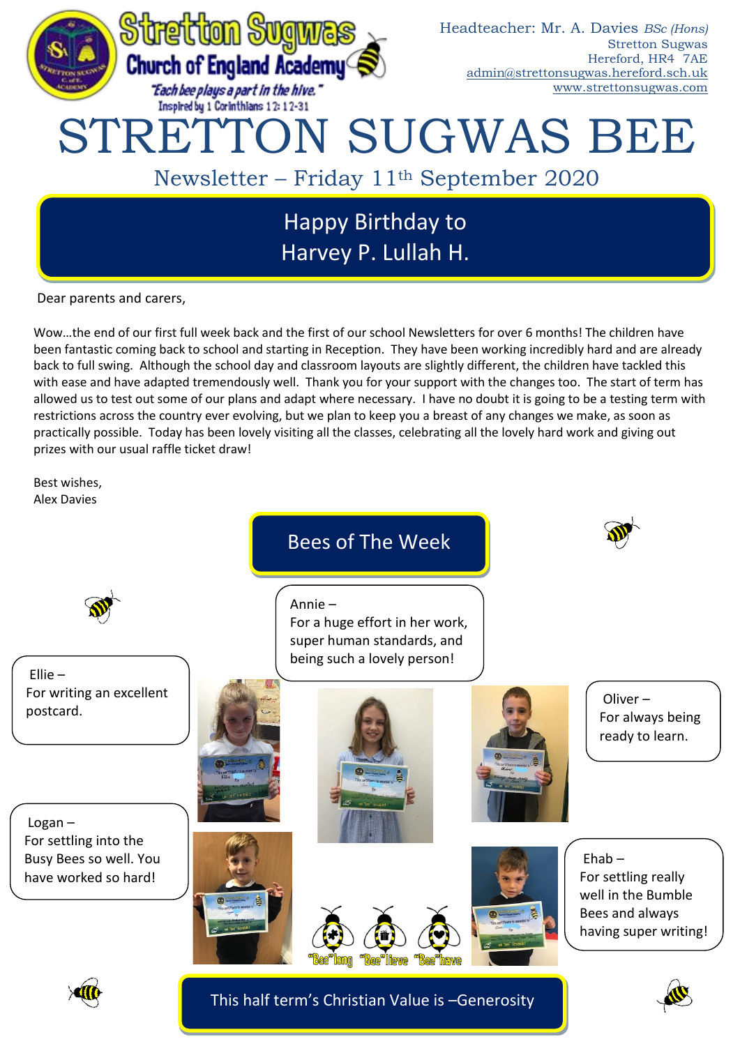Stretton Sugwas Church of England Academy

*"Each bee plays a part in the hive."*
Inspired by 1 Corinthians 12: 12-31

Headteacher: Mr. A. Davies *BSc (Hons)*
Stretton Sugwas
Hereford, HR4 7AE
admin@strettonsugwas.hereford.sch.uk
www.strettonsugwas.com

# STRETTON SUGWAS BEE

## Newsletter – Friday 11th September 2020

**Happy Birthday to Harvey P. Lullah H.**

Dear parents and carers,

Wow…the end of our first full week back and the first of our school Newsletters for over 6 months! The children have been fantastic coming back to school and starting in Reception. They have been working incredibly hard and are already back to full swing. Although the school day and classroom layouts are slightly different, the children have tackled this with ease and have adapted tremendously well. Thank you for your support with the changes too. The start of term has allowed us to test out some of our plans and adapt where necessary. I have no doubt it is going to be a testing term with restrictions across the country ever evolving, but we plan to keep you a breast of any changes we make, as soon as practically possible. Today has been lovely visiting all the classes, celebrating all the lovely hard work and giving out prizes with our usual raffle ticket draw!

Best wishes,
Alex Davies

## Bees of The Week

Annie – For a huge effort in her work, super human standards, and being such a lovely person!

Ellie – For writing an excellent postcard.

Oliver – For always being ready to learn.

Logan – For settling into the Busy Bees so well. You have worked so hard!

Ehab – For settling really well in the Bumble Bees and always having super writing!

"Bee"long "Bee"lieve "Bee"have

**This half term's Christian Value is –Generosity**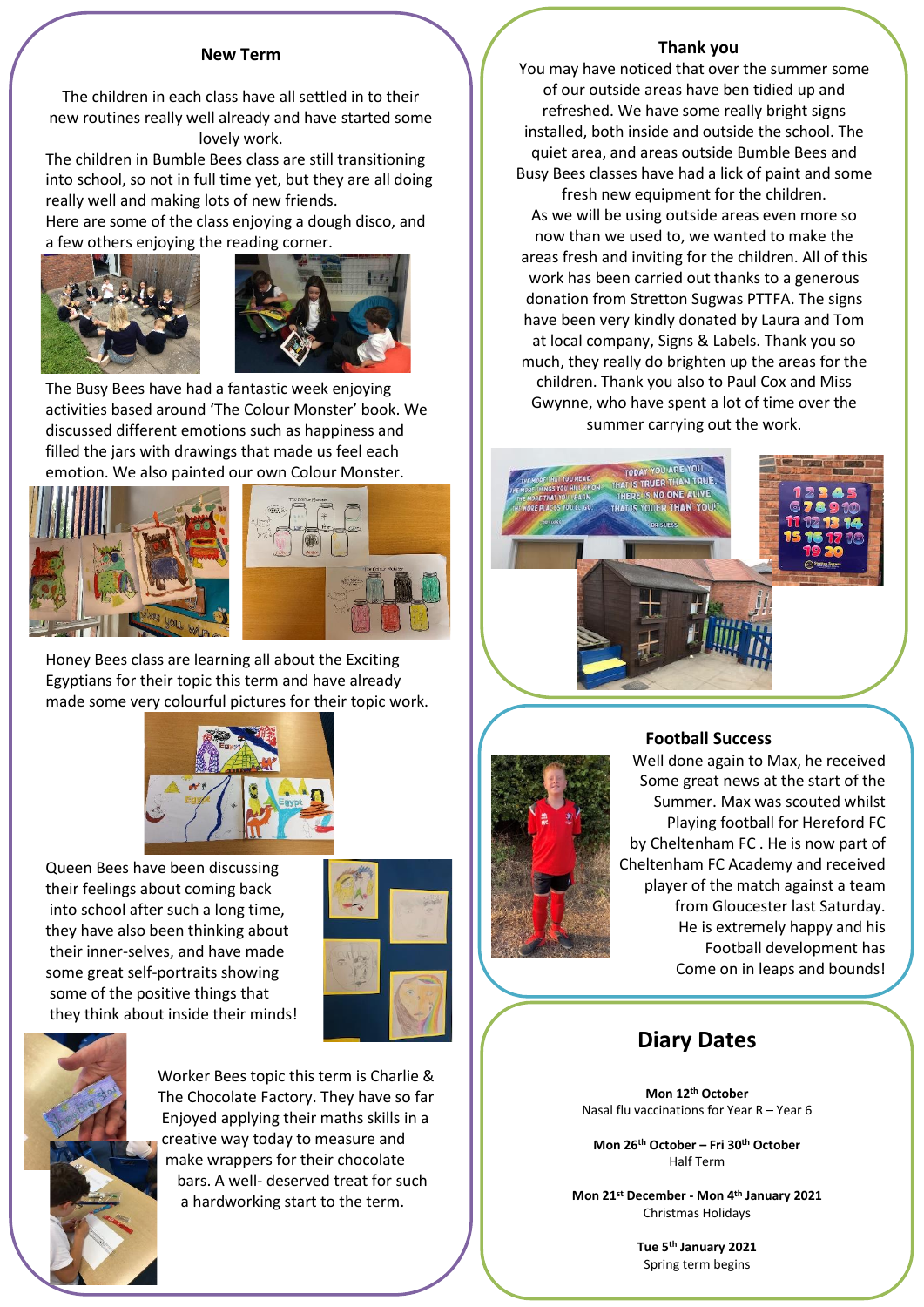## New Term

The children in each class have all settled in to their new routines really well already and have started some lovely work.

The children in Bumble Bees class are still transitioning into school, so not in full time yet, but they are all doing really well and making lots of new friends.

Here are some of the class enjoying a dough disco, and a few others enjoying the reading corner.

The Busy Bees have had a fantastic week enjoying activities based around 'The Colour Monster' book. We discussed different emotions such as happiness and filled the jars with drawings that made us feel each emotion. We also painted our own Colour Monster.

Honey Bees class are learning all about the Exciting Egyptians for their topic this term and have already made some very colourful pictures for their topic work.

Queen Bees have been discussing their feelings about coming back into school after such a long time, they have also been thinking about their inner-selves, and have made some great self-portraits showing some of the positive things that they think about inside their minds!

Worker Bees topic this term is Charlie & The Chocolate Factory. They have so far Enjoyed applying their maths skills in a creative way today to measure and make wrappers for their chocolate bars. A well- deserved treat for such a hardworking start to the term.

## Thank you

You may have noticed that over the summer some of our outside areas have ben tidied up and refreshed. We have some really bright signs installed, both inside and outside the school. The quiet area, and areas outside Bumble Bees and Busy Bees classes have had a lick of paint and some fresh new equipment for the children.

As we will be using outside areas even more so now than we used to, we wanted to make the areas fresh and inviting for the children. All of this work has been carried out thanks to a generous donation from Stretton Sugwas PTTFA. The signs have been very kindly donated by Laura and Tom at local company, Signs & Labels. Thank you so much, they really do brighten up the areas for the children. Thank you also to Paul Cox and Miss Gwynne, who have spent a lot of time over the summer carrying out the work.

## Football Success

Well done again to Max, he received Some great news at the start of the Summer. Max was scouted whilst Playing football for Hereford FC by Cheltenham FC . He is now part of Cheltenham FC Academy and received player of the match against a team from Gloucester last Saturday. He is extremely happy and his Football development has Come on in leaps and bounds!

## Diary Dates

**Mon 12th October**
Nasal flu vaccinations for Year R – Year 6

**Mon 26th October – Fri 30th October**
Half Term

**Mon 21st December - Mon 4th January 2021**
Christmas Holidays

**Tue 5th January 2021**
Spring term begins